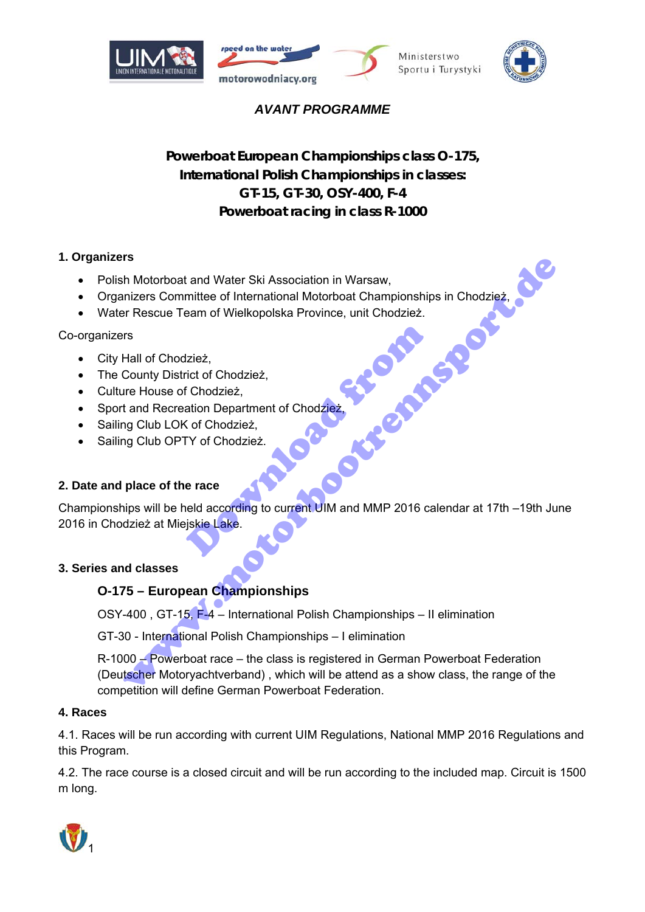*AVANT PROGRAMME*

**Powerboat European Championships class O-175,**
**International Polish Championships in classes:**
**GT-15, GT-30, OSY-400, F-4**
**Powerboat racing in class R-1000**

## 1. Organizers

- Polish Motorboat and Water Ski Association in Warsaw,
- Organizers Committee of International Motorboat Championships in Chodzież,
- Water Rescue Team of Wielkopolska Province, unit Chodzież.

Co-organizers

- City Hall of Chodzież,
- The County District of Chodzież,
- Culture House of Chodzież,
- Sport and Recreation Department of Chodzież,
- Sailing Club LOK of Chodzież,
- Sailing Club OPTY of Chodzież.

## 2. Date and place of the race

Championships will be held according to current UIM and MMP 2016 calendar at 17th –19th June 2016 in Chodzież at Miejskie Lake.

## 3. Series and classes

**O-175 – European Championships**

OSY-400 , GT-15, F-4 – International Polish Championships – II elimination

GT-30 - International Polish Championships – I elimination

R-1000 – Powerboat race – the class is registered in German Powerboat Federation (Deutscher Motoryachtverband) , which will be attend as a show class, the range of the competition will define German Powerboat Federation.

## 4. Races

4.1. Races will be run according with current UIM Regulations, National MMP 2016 Regulations and this Program.

4.2. The race course is a closed circuit and will be run according to the included map. Circuit is 1500 m long.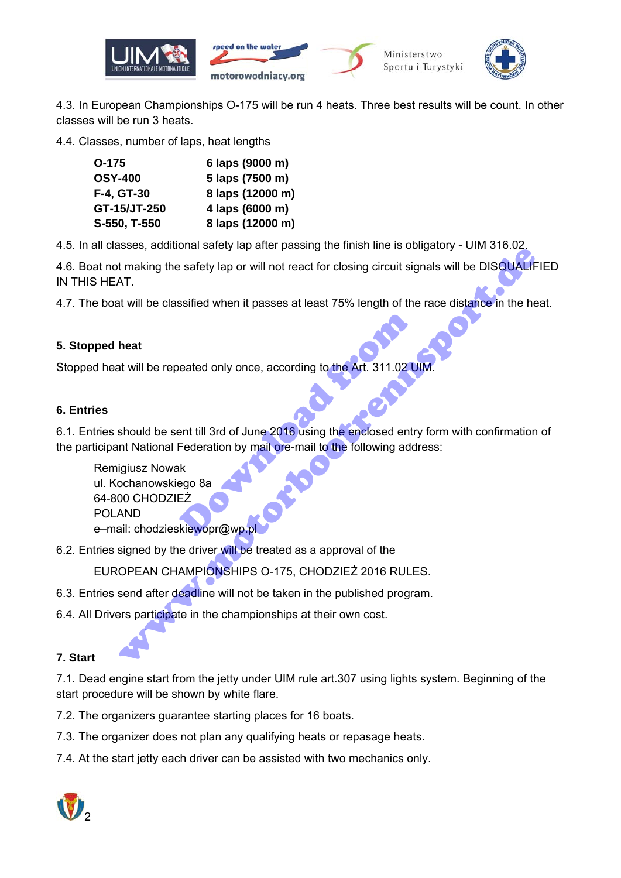4.3. In European Championships O-175 will be run 4 heats. Three best results will be count. In other classes will be run 3 heats.

4.4. Classes, number of laps, heat lengths

| | |
|---|---|
| **O-175** | **6 laps (9000 m)** |
| **OSY-400** | **5 laps (7500 m)** |
| **F-4, GT-30** | **8 laps (12000 m)** |
| **GT-15/JT-250** | **4 laps (6000 m)** |
| **S-550, T-550** | **8 laps (12000 m)** |

4.5. In all classes, additional safety lap after passing the finish line is obligatory - UIM 316.02.

4.6. Boat not making the safety lap or will not react for closing circuit signals will be DISQUALIFIED IN THIS HEAT.

4.7. The boat will be classified when it passes at least 75% length of the race distance in the heat.

## 5. Stopped heat

Stopped heat will be repeated only once, according to the Art. 311.02 UIM.

## 6. Entries

6.1. Entries should be sent till 3rd of June 2016 using the enclosed entry form with confirmation of the participant National Federation by mail ore-mail to the following address:

Remigiusz Nowak
ul. Kochanowskiego 8a
64-800 CHODZIEŻ
POLAND
e–mail: chodzieskiewopr@wp.pl

6.2. Entries signed by the driver will be treated as a approval of the

EUROPEAN CHAMPIONSHIPS O-175, CHODZIEŻ 2016 RULES.

6.3. Entries send after deadline will not be taken in the published program.

6.4. All Drivers participate in the championships at their own cost.

## 7. Start

7.1. Dead engine start from the jetty under UIM rule art.307 using lights system. Beginning of the start procedure will be shown by white flare.

7.2. The organizers guarantee starting places for 16 boats.

7.3. The organizer does not plan any qualifying heats or repasage heats.

7.4. At the start jetty each driver can be assisted with two mechanics only.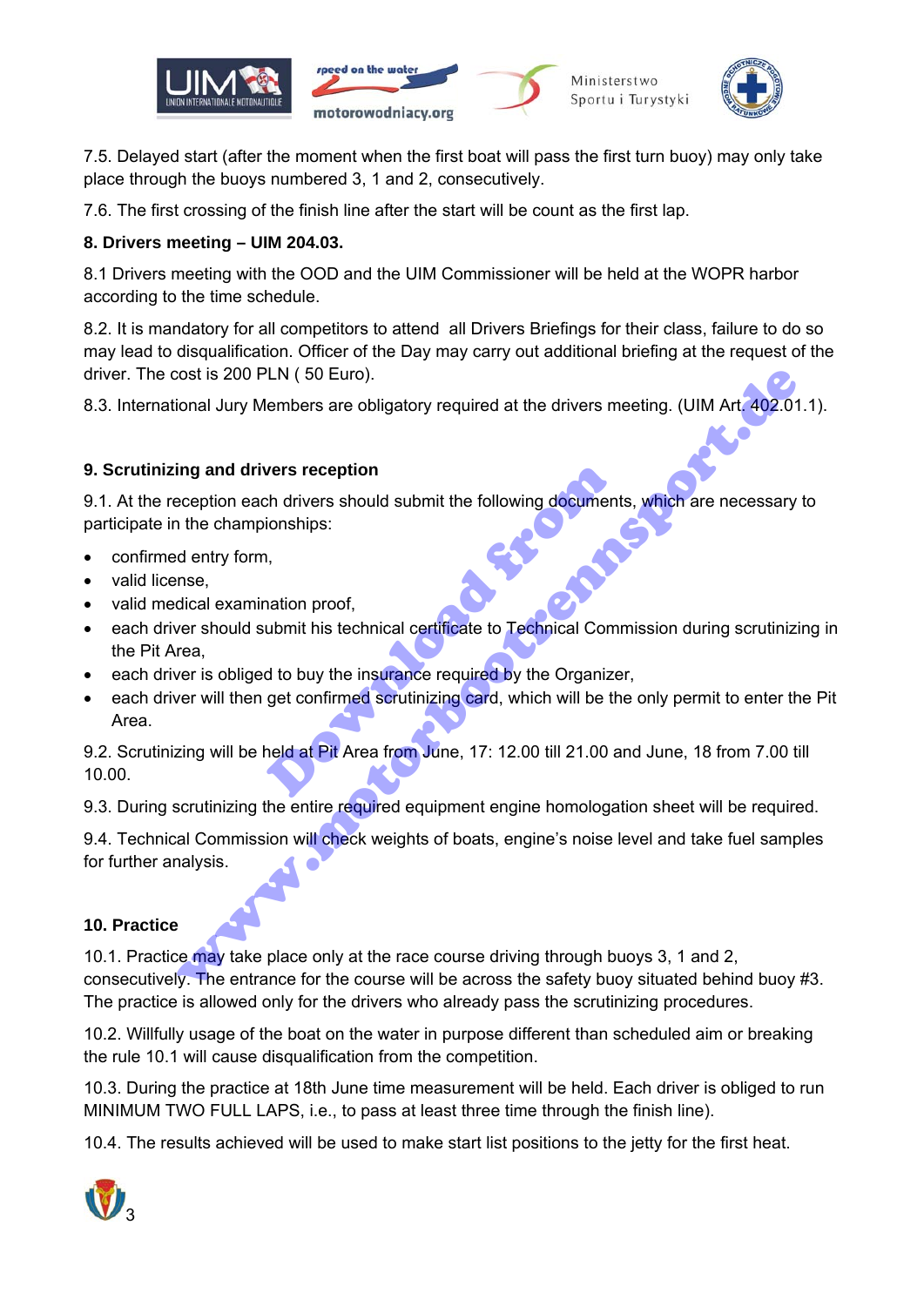7.5. Delayed start (after the moment when the first boat will pass the first turn buoy) may only take place through the buoys numbered 3, 1 and 2, consecutively.

7.6. The first crossing of the finish line after the start will be count as the first lap.

**8. Drivers meeting – UIM 204.03.**

8.1 Drivers meeting with the OOD and the UIM Commissioner will be held at the WOPR harbor according to the time schedule.

8.2. It is mandatory for all competitors to attend all Drivers Briefings for their class, failure to do so may lead to disqualification. Officer of the Day may carry out additional briefing at the request of the driver. The cost is 200 PLN ( 50 Euro).

8.3. International Jury Members are obligatory required at the drivers meeting. (UIM Art. 402.01.1).

**9. Scrutinizing and drivers reception**

9.1. At the reception each drivers should submit the following documents, which are necessary to participate in the championships:

- confirmed entry form,
- valid license,
- valid medical examination proof,
- each driver should submit his technical certificate to Technical Commission during scrutinizing in the Pit Area,
- each driver is obliged to buy the insurance required by the Organizer,
- each driver will then get confirmed scrutinizing card, which will be the only permit to enter the Pit Area.

9.2. Scrutinizing will be held at Pit Area from June, 17: 12.00 till 21.00 and June, 18 from 7.00 till 10.00.

9.3. During scrutinizing the entire required equipment engine homologation sheet will be required.

9.4. Technical Commission will check weights of boats, engine's noise level and take fuel samples for further analysis.

**10. Practice**

10.1. Practice may take place only at the race course driving through buoys 3, 1 and 2, consecutively. The entrance for the course will be across the safety buoy situated behind buoy #3. The practice is allowed only for the drivers who already pass the scrutinizing procedures.

10.2. Willfully usage of the boat on the water in purpose different than scheduled aim or breaking the rule 10.1 will cause disqualification from the competition.

10.3. During the practice at 18th June time measurement will be held. Each driver is obliged to run MINIMUM TWO FULL LAPS, i.e., to pass at least three time through the finish line).

10.4. The results achieved will be used to make start list positions to the jetty for the first heat.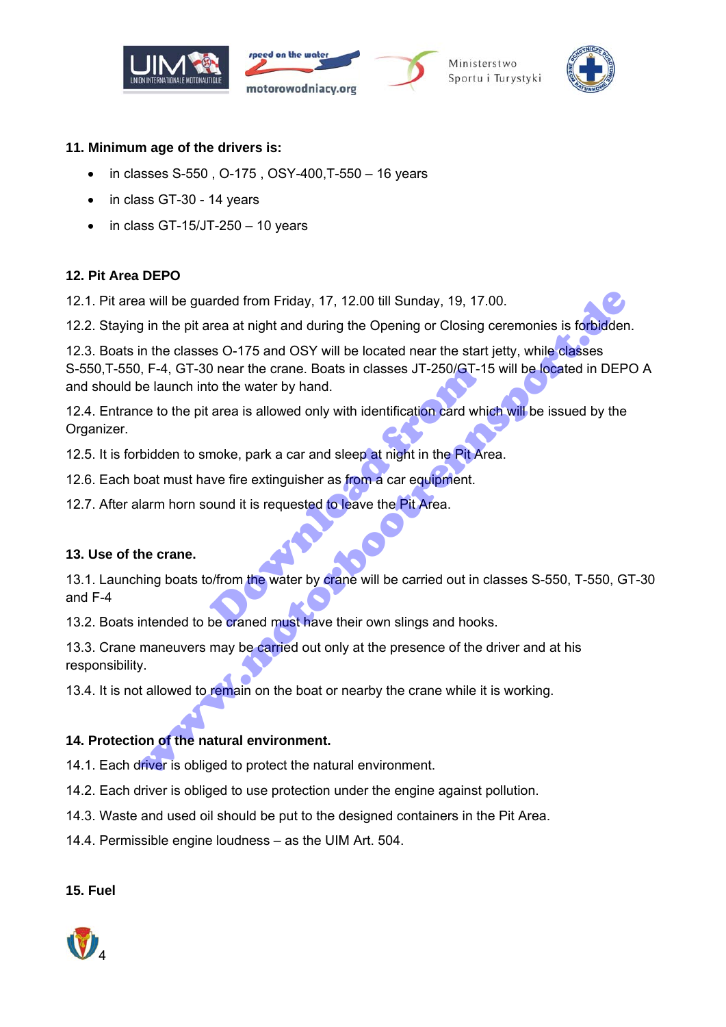**11. Minimum age of the drivers is:**

- in classes S-550 , O-175 , OSY-400,T-550 – 16 years
- in class GT-30 - 14 years
- in class GT-15/JT-250 – 10 years

**12. Pit Area DEPO**

12.1. Pit area will be guarded from Friday, 17, 12.00 till Sunday, 19, 17.00.

12.2. Staying in the pit area at night and during the Opening or Closing ceremonies is forbidden.

12.3. Boats in the classes O-175 and OSY will be located near the start jetty, while classes S-550,T-550, F-4, GT-30 near the crane. Boats in classes JT-250/GT-15 will be located in DEPO A and should be launch into the water by hand.

12.4. Entrance to the pit area is allowed only with identification card which will be issued by the Organizer.

12.5. It is forbidden to smoke, park a car and sleep at night in the Pit Area.

12.6. Each boat must have fire extinguisher as from a car equipment.

12.7. After alarm horn sound it is requested to leave the Pit Area.

**13. Use of the crane.**

13.1. Launching boats to/from the water by crane will be carried out in classes S-550, T-550, GT-30 and F-4

13.2. Boats intended to be craned must have their own slings and hooks.

13.3. Crane maneuvers may be carried out only at the presence of the driver and at his responsibility.

13.4. It is not allowed to remain on the boat or nearby the crane while it is working.

**14. Protection of the natural environment.**

14.1. Each driver is obliged to protect the natural environment.

14.2. Each driver is obliged to use protection under the engine against pollution.

14.3. Waste and used oil should be put to the designed containers in the Pit Area.

14.4. Permissible engine loudness – as the UIM Art. 504.

**15. Fuel**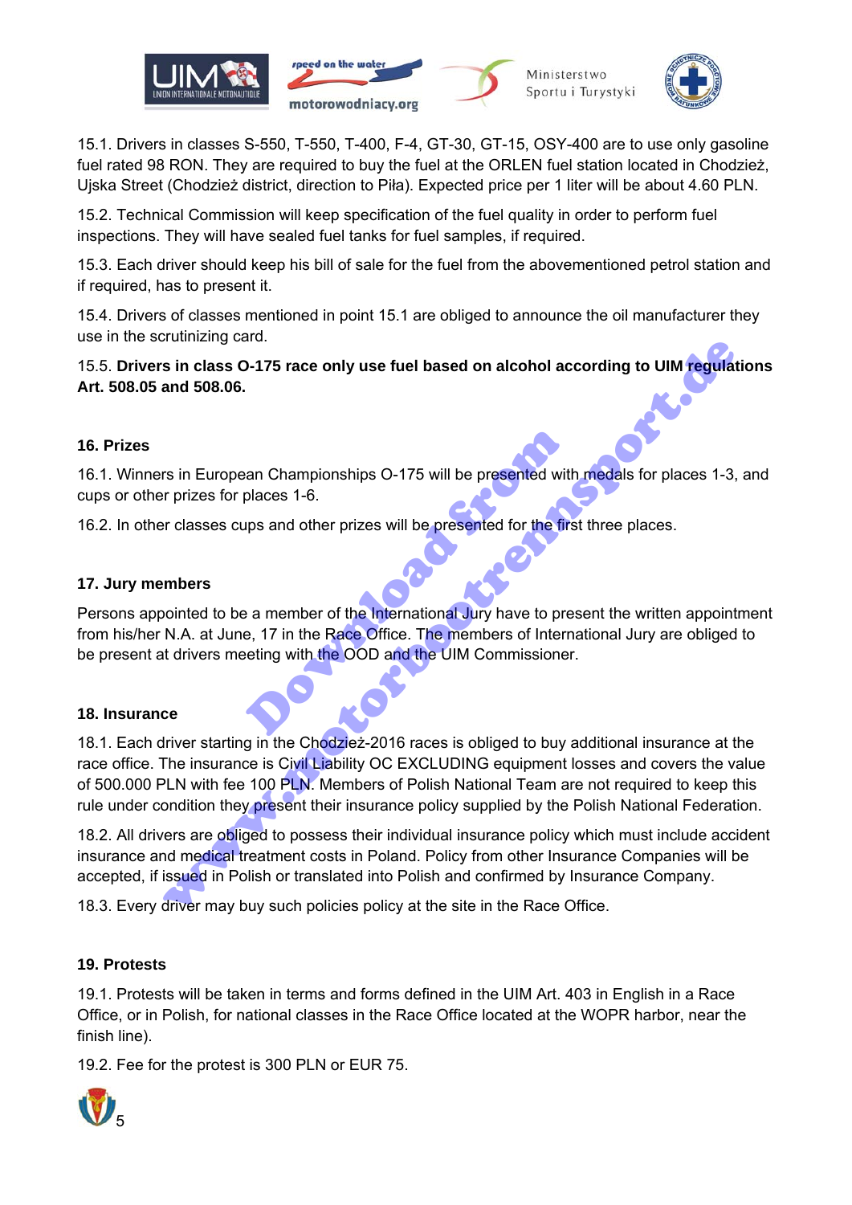15.1. Drivers in classes S-550, T-550, T-400, F-4, GT-30, GT-15, OSY-400 are to use only gasoline fuel rated 98 RON. They are required to buy the fuel at the ORLEN fuel station located in Chodzież, Ujska Street (Chodzież district, direction to Piła). Expected price per 1 liter will be about 4.60 PLN.

15.2. Technical Commission will keep specification of the fuel quality in order to perform fuel inspections. They will have sealed fuel tanks for fuel samples, if required.

15.3. Each driver should keep his bill of sale for the fuel from the abovementioned petrol station and if required, has to present it.

15.4. Drivers of classes mentioned in point 15.1 are obliged to announce the oil manufacturer they use in the scrutinizing card.

15.5. **Drivers in class O-175 race only use fuel based on alcohol according to UIM regulations Art. 508.05 and 508.06.**

## 16. Prizes

16.1. Winners in European Championships O-175 will be presented with medals for places 1-3, and cups or other prizes for places 1-6.

16.2. In other classes cups and other prizes will be presented for the first three places.

## 17. Jury members

Persons appointed to be a member of the International Jury have to present the written appointment from his/her N.A. at June, 17 in the Race Office. The members of International Jury are obliged to be present at drivers meeting with the OOD and the UIM Commissioner.

## 18. Insurance

18.1. Each driver starting in the Chodzież-2016 races is obliged to buy additional insurance at the race office. The insurance is Civil Liability OC EXCLUDING equipment losses and covers the value of 500.000 PLN with fee 100 PLN. Members of Polish National Team are not required to keep this rule under condition they present their insurance policy supplied by the Polish National Federation.

18.2. All drivers are obliged to possess their individual insurance policy which must include accident insurance and medical treatment costs in Poland. Policy from other Insurance Companies will be accepted, if issued in Polish or translated into Polish and confirmed by Insurance Company.

18.3. Every driver may buy such policies policy at the site in the Race Office.

## 19. Protests

19.1. Protests will be taken in terms and forms defined in the UIM Art. 403 in English in a Race Office, or in Polish, for national classes in the Race Office located at the WOPR harbor, near the finish line).

19.2. Fee for the protest is 300 PLN or EUR 75.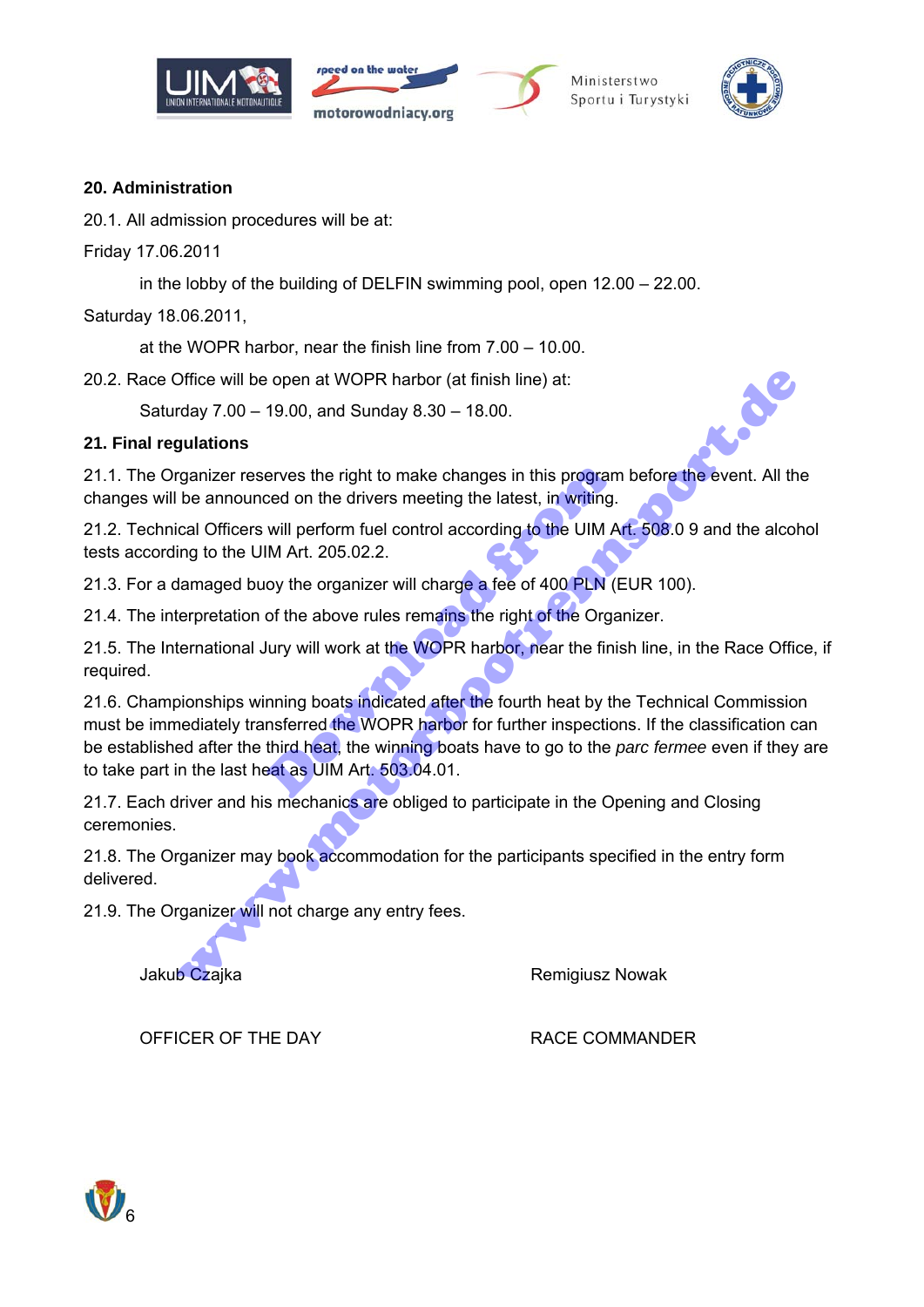## 20. Administration

20.1. All admission procedures will be at:

Friday 17.06.2011

in the lobby of the building of DELFIN swimming pool, open 12.00 – 22.00.

Saturday 18.06.2011,

at the WOPR harbor, near the finish line from 7.00 – 10.00.

20.2. Race Office will be open at WOPR harbor (at finish line) at:

Saturday 7.00 – 19.00, and Sunday 8.30 – 18.00.

## 21. Final regulations

21.1. The Organizer reserves the right to make changes in this program before the event. All the changes will be announced on the drivers meeting the latest, in writing.

21.2. Technical Officers will perform fuel control according to the UIM Art. 508.0 9 and the alcohol tests according to the UIM Art. 205.02.2.

21.3. For a damaged buoy the organizer will charge a fee of 400 PLN (EUR 100).

21.4. The interpretation of the above rules remains the right of the Organizer.

21.5. The International Jury will work at the WOPR harbor, near the finish line, in the Race Office, if required.

21.6. Championships winning boats indicated after the fourth heat by the Technical Commission must be immediately transferred the WOPR harbor for further inspections. If the classification can be established after the third heat, the winning boats have to go to the *parc fermee* even if they are to take part in the last heat as UIM Art. 503.04.01.

21.7. Each driver and his mechanics are obliged to participate in the Opening and Closing ceremonies.

21.8. The Organizer may book accommodation for the participants specified in the entry form delivered.

21.9. The Organizer will not charge any entry fees.

Jakub Czajka — OFFICER OF THE DAY

Remigiusz Nowak — RACE COMMANDER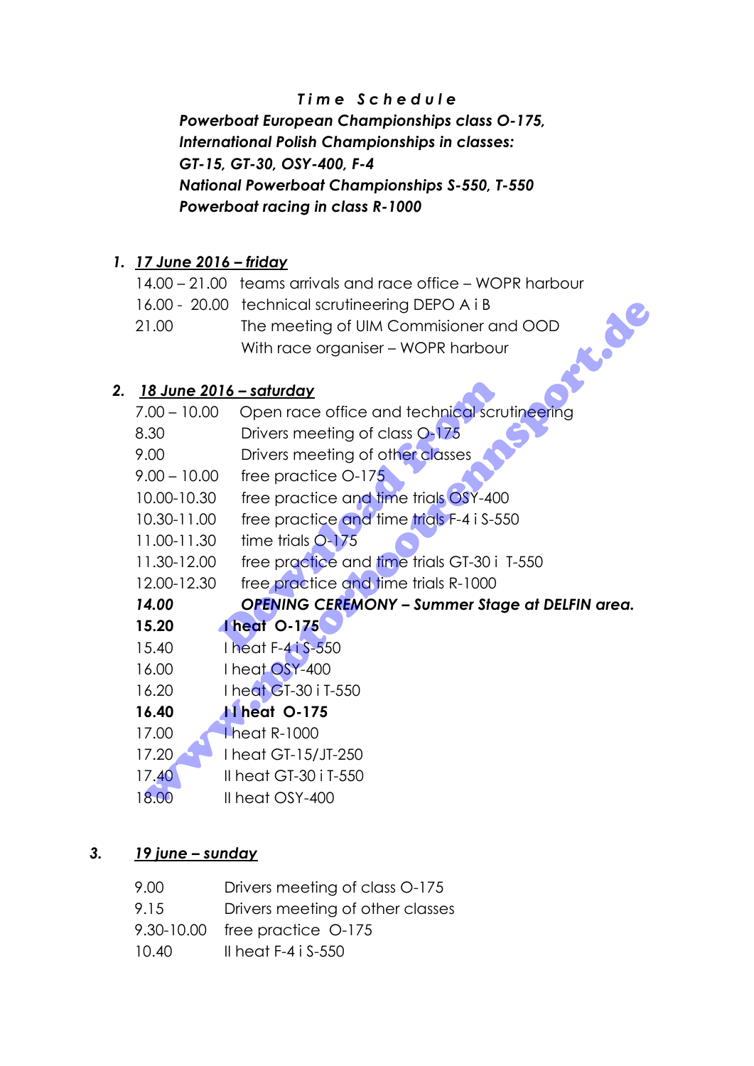***T i m e   S c h e d u l e***

***Powerboat European Championships class O-175,***
***International Polish Championships in classes:***
***GT-15, GT-30, OSY-400, F-4***
***National Powerboat Championships S-550, T-550***
***Powerboat racing in class R-1000***

## ***1. <u>17 June 2016 – friday</u>***

| | |
|---|---|
| 14.00 – 21.00 | teams arrivals and race office – WOPR harbour |
| 16.00 - 20.00 | technical scrutineering DEPO A i B |
| 21.00 | The meeting of UIM Commisioner and OOD With race organiser – WOPR harbour |

## ***2. <u>18 June 2016 – saturday</u>***

| | |
|---|---|
| 7.00 – 10.00 | Open race office and technical scrutineering |
| 8.30 | Drivers meeting of class O-175 |
| 9.00 | Drivers meeting of other classes |
| 9.00 – 10.00 | free practice O-175 |
| 10.00-10.30 | free practice and time trials OSY-400 |
| 10.30-11.00 | free practice and time trials F-4 i S-550 |
| 11.00-11.30 | time trials O-175 |
| 11.30-12.00 | free practice and time trials GT-30 i T-550 |
| 12.00-12.30 | free practice and time trials R-1000 |
| ***14.00*** | ***OPENING CEREMONY – Summer Stage at DELFIN area.*** |
| **15.20** | **I heat O-175** |
| 15.40 | I heat F-4 i S-550 |
| 16.00 | I heat OSY-400 |
| 16.20 | I heat GT-30 i T-550 |
| **16.40** | **II heat O-175** |
| 17.00 | I heat R-1000 |
| 17.20 | I heat GT-15/JT-250 |
| 17.40 | II heat GT-30 i T-550 |
| 18.00 | II heat OSY-400 |

## ***3. <u>19 june – sunday</u>***

| | |
|---|---|
| 9.00 | Drivers meeting of class O-175 |
| 9.15 | Drivers meeting of other classes |
| 9.30-10.00 | free practice O-175 |
| 10.40 | II heat F-4 i S-550 |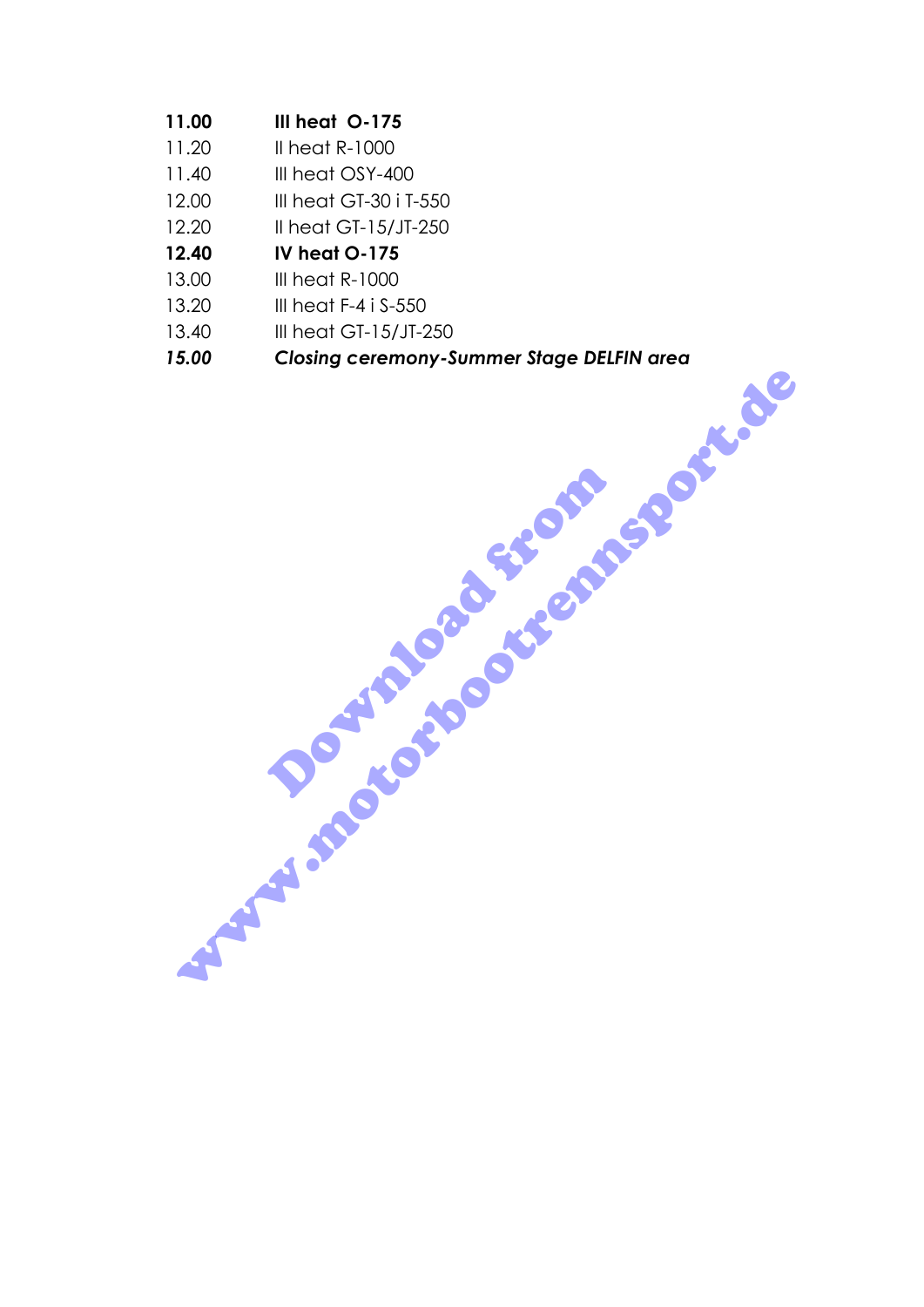| | |
|---|---|
| **11.00** | **III heat O-175** |
| 11.20 | II heat R-1000 |
| 11.40 | III heat OSY-400 |
| 12.00 | III heat GT-30 i T-550 |
| 12.20 | II heat GT-15/JT-250 |
| **12.40** | **IV heat O-175** |
| 13.00 | III heat R-1000 |
| 13.20 | III heat F-4 i S-550 |
| 13.40 | III heat GT-15/JT-250 |
| ***15.00*** | ***Closing ceremony-Summer Stage DELFIN area*** |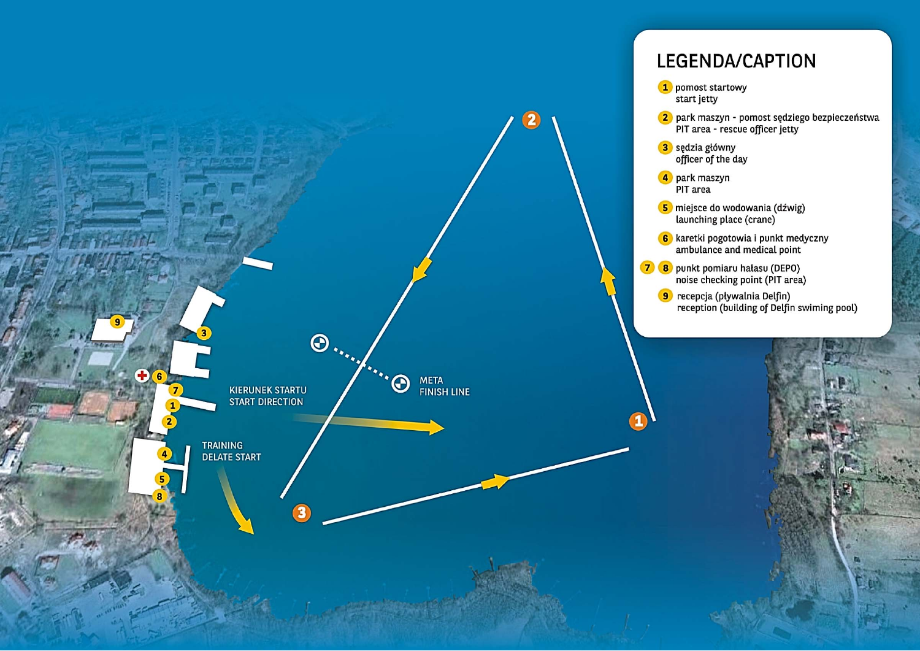## LEGENDA/CAPTION

1. pomost startowy
   start jetty
2. park maszyn - pomost sędziego bezpieczeństwa
   PIT area - rescue officer jetty
3. sędzia główny
   officer of the day
4. park maszyn
   PIT area
5. miejsce do wodowania (dźwig)
   launching place (crane)
6. karetki pogotowia i punkt medyczny
   ambulance and medical point
7. 8. punkt pomiaru hałasu (DEPO)
   noise checking point (PIT area)
9. recepcja (pływalnia Delfin)
   reception (building of Delfin swiming pool)

KIERUNEK STARTU
START DIRECTION

META
FINISH LINE

TRAINING
DELATE START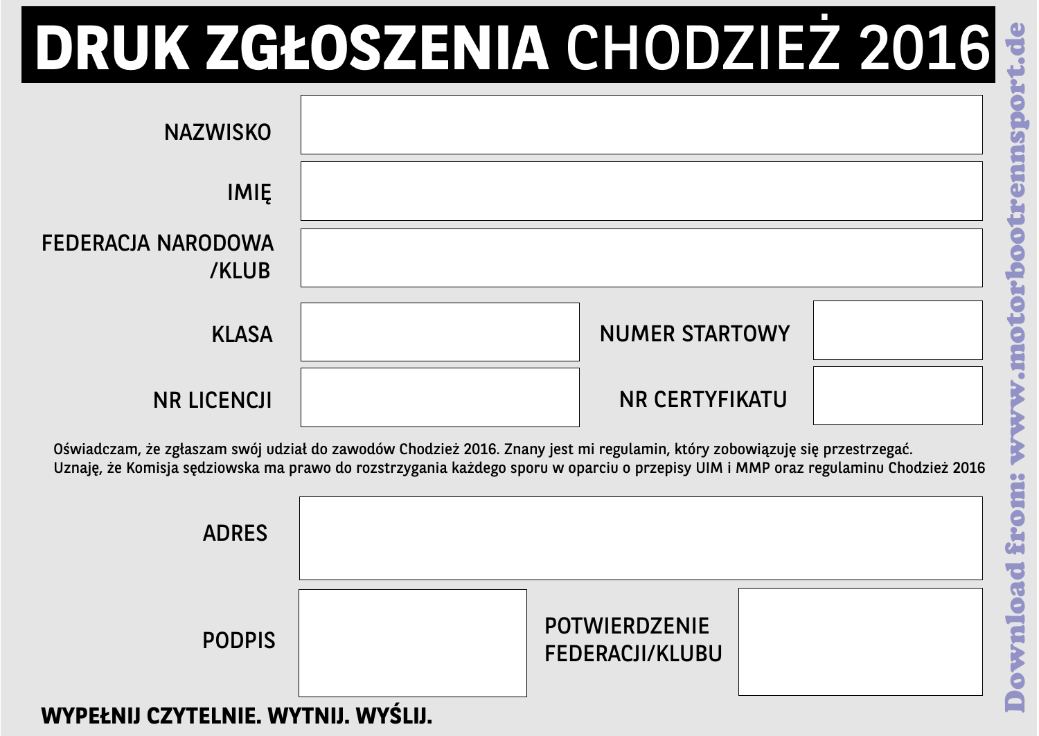# DRUK ZGŁOSZENIA CHODZIEŻ 2016

| | | | |
|---|---|---|---|
| NAZWISKO | | | |
| IMIĘ | | | |
| FEDERACJA NARODOWA /KLUB | | | |
| KLASA | | NUMER STARTOWY | |
| NR LICENCJI | | NR CERTYFIKATU | |

Oświadczam, że zgłaszam swój udział do zawodów Chodzież 2016. Znany jest mi regulamin, który zobowiązuję się przestrzegać. Uznaję, że Komisja sędziowska ma prawo do rozstrzygania każdego sporu w oparciu o przepisy UIM i MMP oraz regulaminu Chodzież 2016

| | | | |
|---|---|---|---|
| ADRES | | | |
| PODPIS | | POTWIERDZENIE FEDERACJI/KLUBU | |

**WYPEŁNIJ CZYTELNIE. WYTNIJ. WYŚLIJ.**

Download from: www.motorbootrennsport.de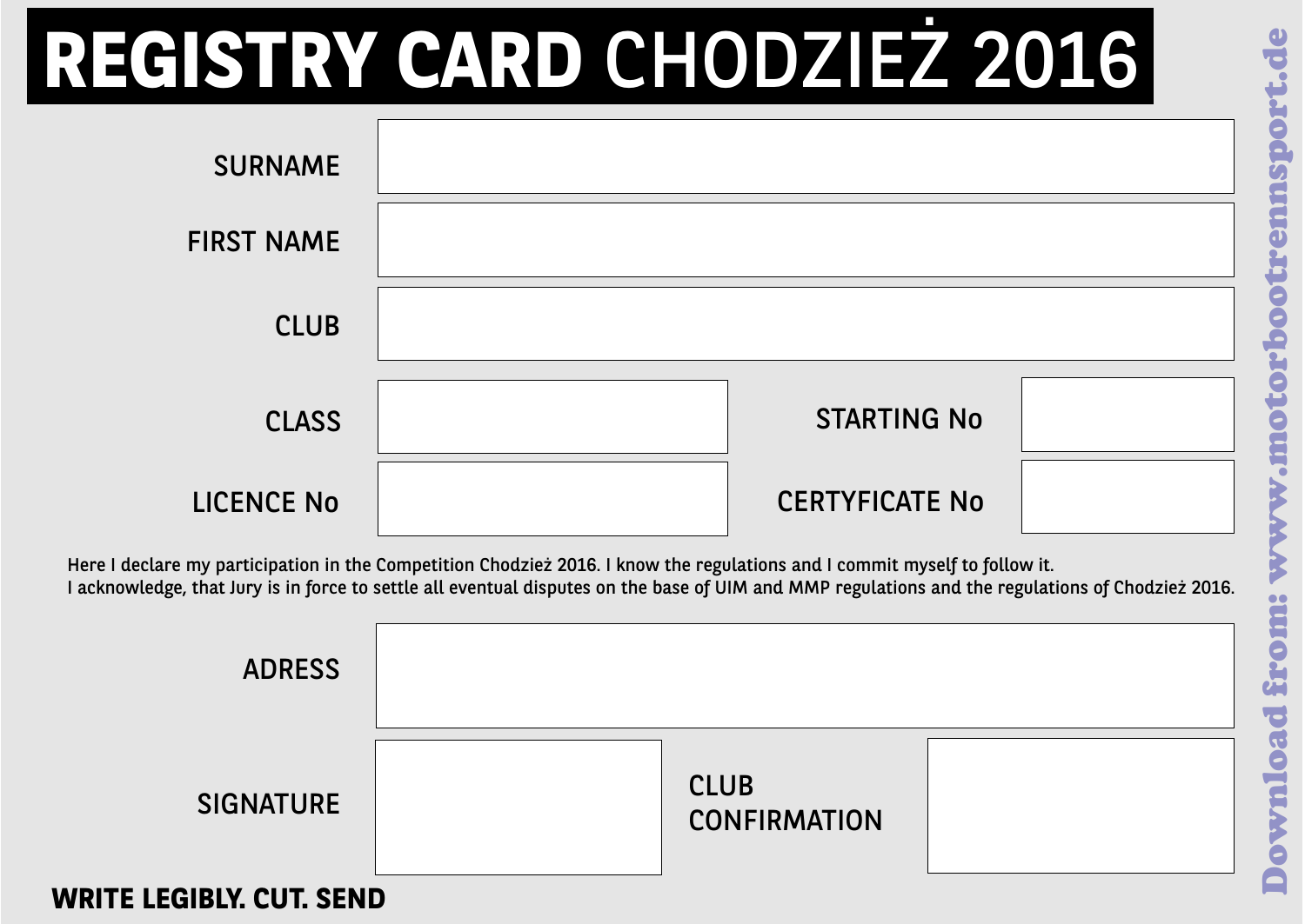# REGISTRY CARD CHODZIEŻ 2016

| | | | |
|---|---|---|---|
| SURNAME | | | |
| FIRST NAME | | | |
| CLUB | | | |
| CLASS | | STARTING No | |
| LICENCE No | | CERTYFICATE No | |

Here I declare my participation in the Competition Chodzież 2016. I know the regulations and I commit myself to follow it.
I acknowledge, that Jury is in force to settle all eventual disputes on the base of UIM and MMP regulations and the regulations of Chodzież 2016.

| | | | |
|---|---|---|---|
| ADRESS | | | |
| SIGNATURE | | CLUB CONFIRMATION | |

**WRITE LEGIBLY. CUT. SEND**

Download from: www.motorbootrennsport.de